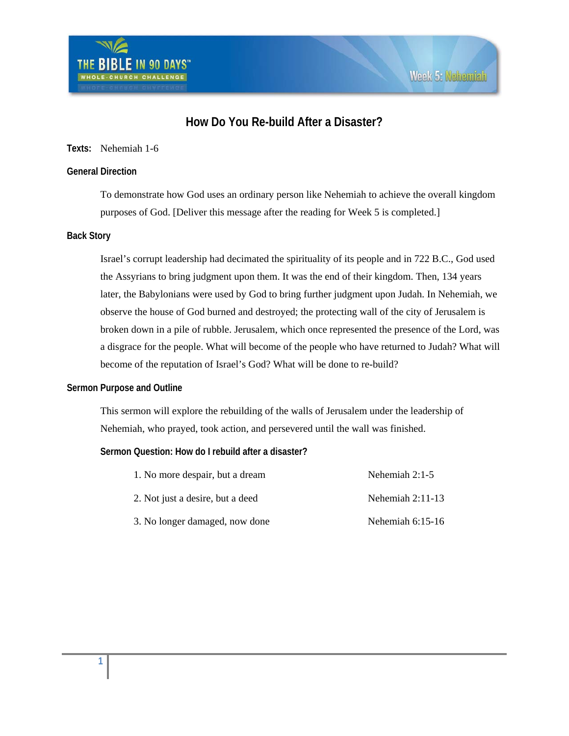# How Do You Re-build After a Disaster?

**Texts:** Nehemiah 1-6

### General Direction

To demonstrate how God uses an ordinary person like Nehemiah to achieve the overall kingdom purposes of God. [Deliver this message after the reading for Week 5 is completed.]

### Back Story

Israel's corrupt leadership had decimated the spirituality of its people and in 722 B.C., God used the Assyrians to bring judgment upon them. It was the end of their kingdom. Then, 134 years later, the Babylonians were used by God to bring further judgment upon Judah. In Nehemiah, we observe the house of God burned and destroyed; the protecting wall of the city of Jerusalem is broken down in a pile of rubble. Jerusalem, which once represented the presence of the Lord, was a disgrace for the people. What will become of the people who have returned to Judah? What will become of the reputation of Israel's God? What will be done to re-build?

### Sermon Purpose and Outline

This sermon will explore the rebuilding of the walls of Jerusalem under the leadership of Nehemiah, who prayed, took action, and persevered until the wall was finished.

#### Sermon Question: How do I rebuild after a disaster?

1. No more despair, but a dream — Nehemiah 2:1-5
2. Not just a desire, but a deed — Nehemiah 2:11-13
3. No longer damaged, now done — Nehemiah 6:15-16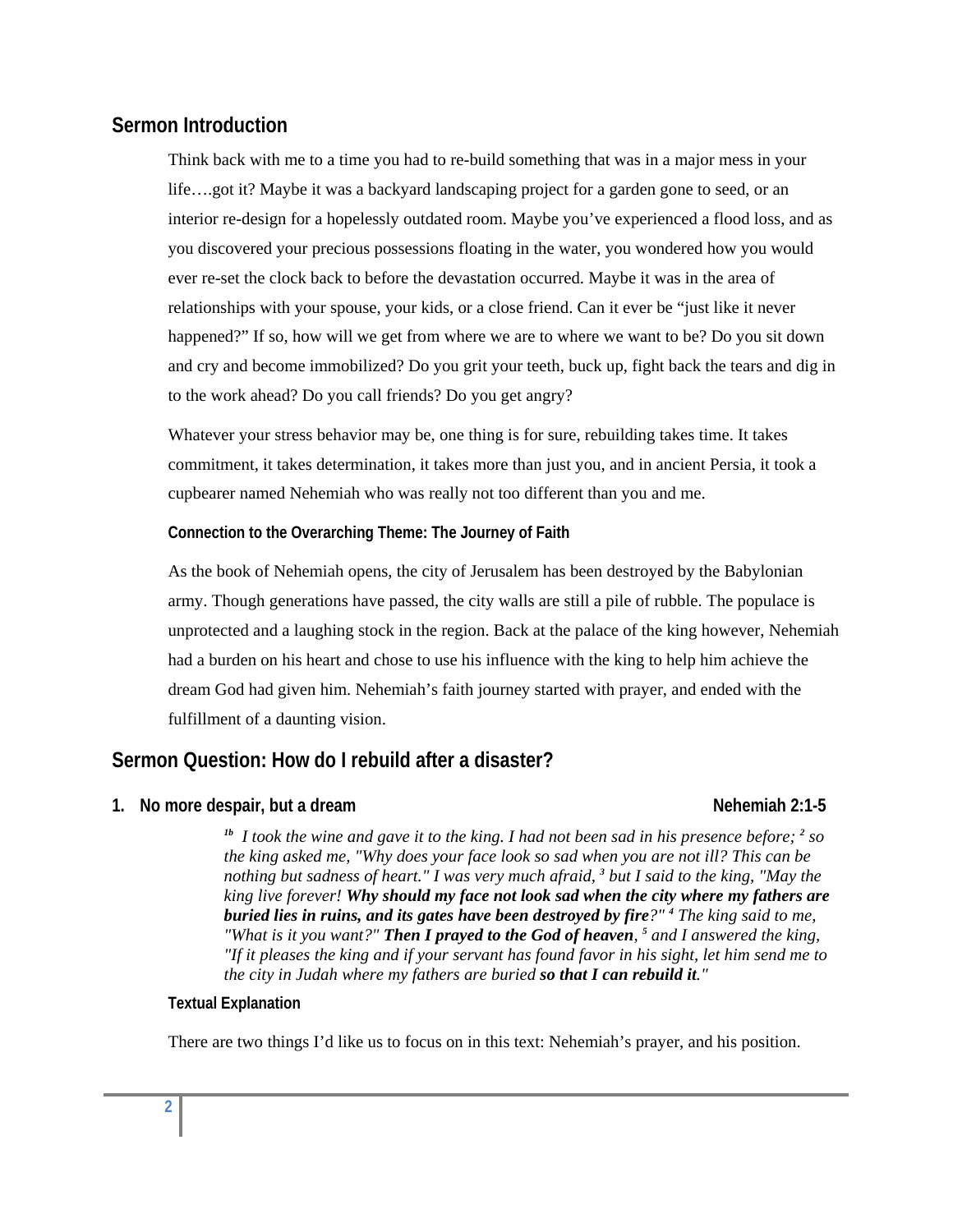## Sermon Introduction

Think back with me to a time you had to re-build something that was in a major mess in your life….got it? Maybe it was a backyard landscaping project for a garden gone to seed, or an interior re-design for a hopelessly outdated room. Maybe you've experienced a flood loss, and as you discovered your precious possessions floating in the water, you wondered how you would ever re-set the clock back to before the devastation occurred. Maybe it was in the area of relationships with your spouse, your kids, or a close friend. Can it ever be "just like it never happened?" If so, how will we get from where we are to where we want to be? Do you sit down and cry and become immobilized? Do you grit your teeth, buck up, fight back the tears and dig in to the work ahead? Do you call friends? Do you get angry?

Whatever your stress behavior may be, one thing is for sure, rebuilding takes time. It takes commitment, it takes determination, it takes more than just you, and in ancient Persia, it took a cupbearer named Nehemiah who was really not too different than you and me.

#### Connection to the Overarching Theme: The Journey of Faith

As the book of Nehemiah opens, the city of Jerusalem has been destroyed by the Babylonian army. Though generations have passed, the city walls are still a pile of rubble. The populace is unprotected and a laughing stock in the region. Back at the palace of the king however, Nehemiah had a burden on his heart and chose to use his influence with the king to help him achieve the dream God had given him. Nehemiah's faith journey started with prayer, and ended with the fulfillment of a daunting vision.

## Sermon Question: How do I rebuild after a disaster?

### 1. No more despair, but a dream — Nehemiah 2:1-5

> *[1b] I took the wine and gave it to the king. I had not been sad in his presence before; [2] so the king asked me, "Why does your face look so sad when you are not ill? This can be nothing but sadness of heart." I was very much afraid, [3] but I said to the king, "May the king live forever!* ***Why should my face not look sad when the city where my fathers are buried lies in ruins, and its gates have been destroyed by fire****?" [4] The king said to me, "What is it you want?"* ***Then I prayed to the God of heaven****, [5] and I answered the king, "If it pleases the king and if your servant has found favor in his sight, let him send me to the city in Judah where my fathers are buried* ***so that I can rebuild it****."*

#### Textual Explanation

There are two things I'd like us to focus on in this text: Nehemiah's prayer, and his position.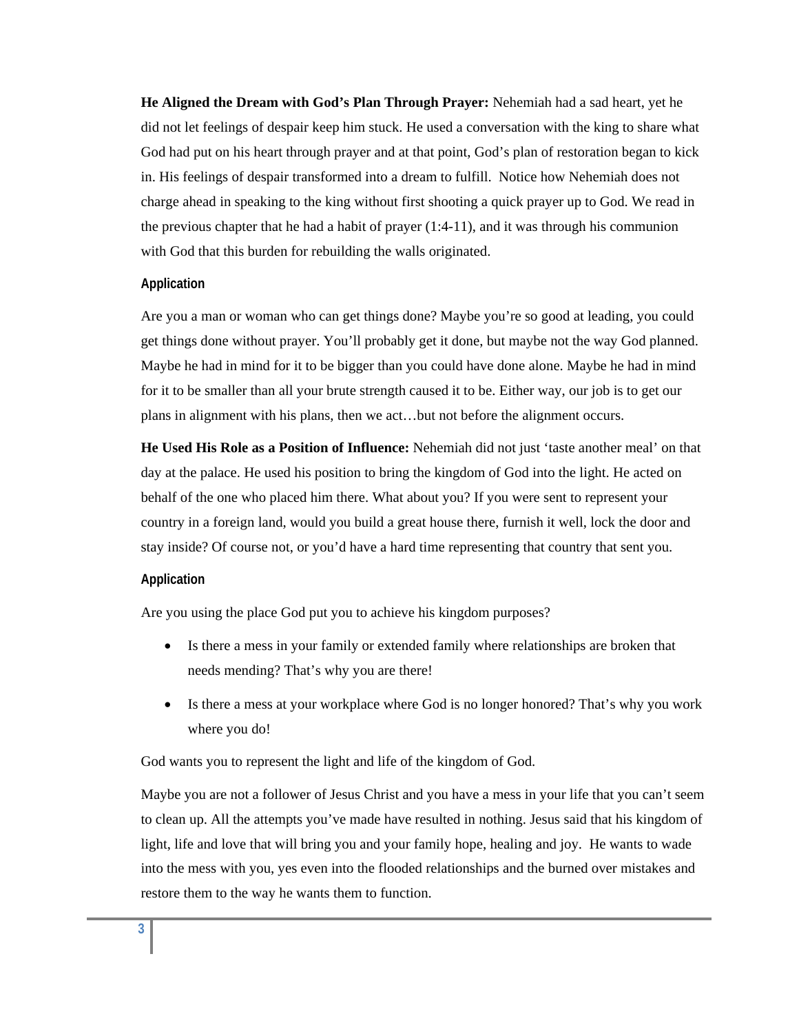**He Aligned the Dream with God's Plan Through Prayer:** Nehemiah had a sad heart, yet he did not let feelings of despair keep him stuck. He used a conversation with the king to share what God had put on his heart through prayer and at that point, God's plan of restoration began to kick in. His feelings of despair transformed into a dream to fulfill. Notice how Nehemiah does not charge ahead in speaking to the king without first shooting a quick prayer up to God. We read in the previous chapter that he had a habit of prayer (1:4-11), and it was through his communion with God that this burden for rebuilding the walls originated.

#### Application

Are you a man or woman who can get things done? Maybe you're so good at leading, you could get things done without prayer. You'll probably get it done, but maybe not the way God planned. Maybe he had in mind for it to be bigger than you could have done alone. Maybe he had in mind for it to be smaller than all your brute strength caused it to be. Either way, our job is to get our plans in alignment with his plans, then we act…but not before the alignment occurs.

**He Used His Role as a Position of Influence:** Nehemiah did not just 'taste another meal' on that day at the palace. He used his position to bring the kingdom of God into the light. He acted on behalf of the one who placed him there. What about you? If you were sent to represent your country in a foreign land, would you build a great house there, furnish it well, lock the door and stay inside? Of course not, or you'd have a hard time representing that country that sent you.

#### Application

Are you using the place God put you to achieve his kingdom purposes?

- Is there a mess in your family or extended family where relationships are broken that needs mending? That's why you are there!
- Is there a mess at your workplace where God is no longer honored? That's why you work where you do!

God wants you to represent the light and life of the kingdom of God.

Maybe you are not a follower of Jesus Christ and you have a mess in your life that you can't seem to clean up. All the attempts you've made have resulted in nothing. Jesus said that his kingdom of light, life and love that will bring you and your family hope, healing and joy. He wants to wade into the mess with you, yes even into the flooded relationships and the burned over mistakes and restore them to the way he wants them to function.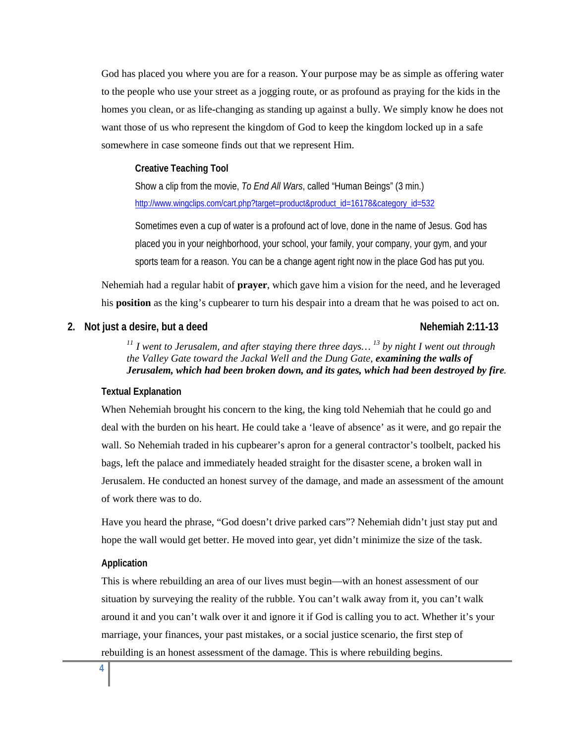God has placed you where you are for a reason. Your purpose may be as simple as offering water to the people who use your street as a jogging route, or as profound as praying for the kids in the homes you clean, or as life-changing as standing up against a bully. We simply know he does not want those of us who represent the kingdom of God to keep the kingdom locked up in a safe somewhere in case someone finds out that we represent Him.

**Creative Teaching Tool**

Show a clip from the movie, *To End All Wars*, called "Human Beings" (3 min.)

http://www.wingclips.com/cart.php?target=product&product_id=16178&category_id=532

Sometimes even a cup of water is a profound act of love, done in the name of Jesus. God has placed you in your neighborhood, your school, your family, your company, your gym, and your sports team for a reason. You can be a change agent right now in the place God has put you.

Nehemiah had a regular habit of **prayer**, which gave him a vision for the need, and he leveraged his **position** as the king's cupbearer to turn his despair into a dream that he was poised to act on.

## 2. Not just a desire, but a deed — Nehemiah 2:11-13

*[11] I went to Jerusalem, and after staying there three days… [13] by night I went out through the Valley Gate toward the Jackal Well and the Dung Gate, **examining the walls of Jerusalem, which had been broken down, and its gates, which had been destroyed by fire**.*

**Textual Explanation**

When Nehemiah brought his concern to the king, the king told Nehemiah that he could go and deal with the burden on his heart. He could take a 'leave of absence' as it were, and go repair the wall. So Nehemiah traded in his cupbearer's apron for a general contractor's toolbelt, packed his bags, left the palace and immediately headed straight for the disaster scene, a broken wall in Jerusalem. He conducted an honest survey of the damage, and made an assessment of the amount of work there was to do.

Have you heard the phrase, "God doesn't drive parked cars"? Nehemiah didn't just stay put and hope the wall would get better. He moved into gear, yet didn't minimize the size of the task.

**Application**

This is where rebuilding an area of our lives must begin—with an honest assessment of our situation by surveying the reality of the rubble. You can't walk away from it, you can't walk around it and you can't walk over it and ignore it if God is calling you to act. Whether it's your marriage, your finances, your past mistakes, or a social justice scenario, the first step of rebuilding is an honest assessment of the damage. This is where rebuilding begins.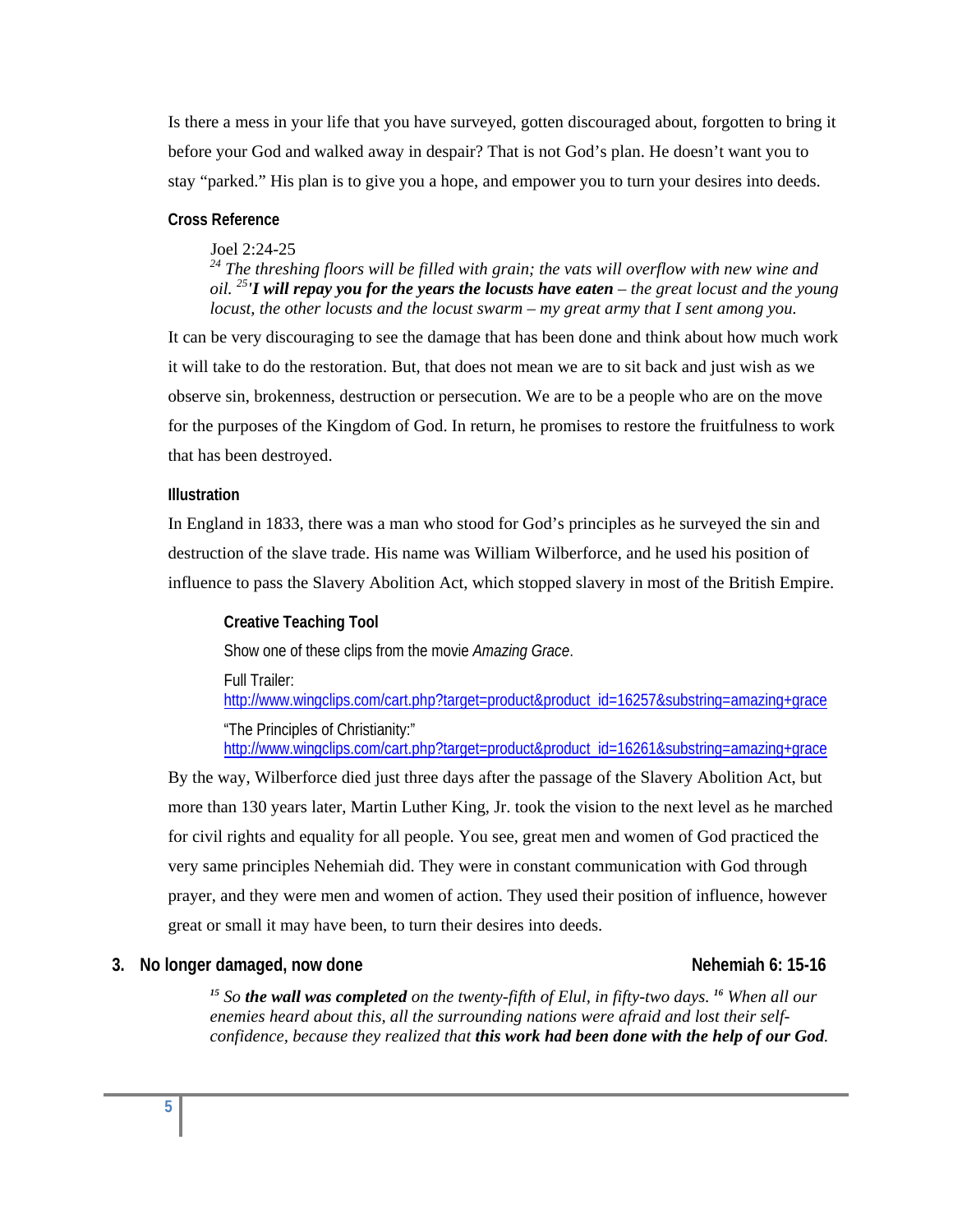Is there a mess in your life that you have surveyed, gotten discouraged about, forgotten to bring it before your God and walked away in despair? That is not God's plan. He doesn't want you to stay "parked." His plan is to give you a hope, and empower you to turn your desires into deeds.

#### Cross Reference

> Joel 2:24-25
> [24] *The threshing floors will be filled with grain; the vats will overflow with new wine and oil.* [25]***'I will repay you for the years the locusts have eaten*** *– the great locust and the young locust, the other locusts and the locust swarm – my great army that I sent among you.*

It can be very discouraging to see the damage that has been done and think about how much work it will take to do the restoration. But, that does not mean we are to sit back and just wish as we observe sin, brokenness, destruction or persecution. We are to be a people who are on the move for the purposes of the Kingdom of God. In return, he promises to restore the fruitfulness to work that has been destroyed.

#### Illustration

In England in 1833, there was a man who stood for God's principles as he surveyed the sin and destruction of the slave trade. His name was William Wilberforce, and he used his position of influence to pass the Slavery Abolition Act, which stopped slavery in most of the British Empire.

> **Creative Teaching Tool**
>
> Show one of these clips from the movie *Amazing Grace*.
>
> Full Trailer:
> http://www.wingclips.com/cart.php?target=product&product_id=16257&substring=amazing+grace
>
> "The Principles of Christianity:"
> http://www.wingclips.com/cart.php?target=product&product_id=16261&substring=amazing+grace

By the way, Wilberforce died just three days after the passage of the Slavery Abolition Act, but more than 130 years later, Martin Luther King, Jr. took the vision to the next level as he marched for civil rights and equality for all people. You see, great men and women of God practiced the very same principles Nehemiah did. They were in constant communication with God through prayer, and they were men and women of action. They used their position of influence, however great or small it may have been, to turn their desires into deeds.

### 3. No longer damaged, now done — Nehemiah 6: 15-16

> [15] *So **the wall was completed** on the twenty-fifth of Elul, in fifty-two days.* [16] *When all our enemies heard about this, all the surrounding nations were afraid and lost their self-confidence, because they realized that **this work had been done with the help of our God**.*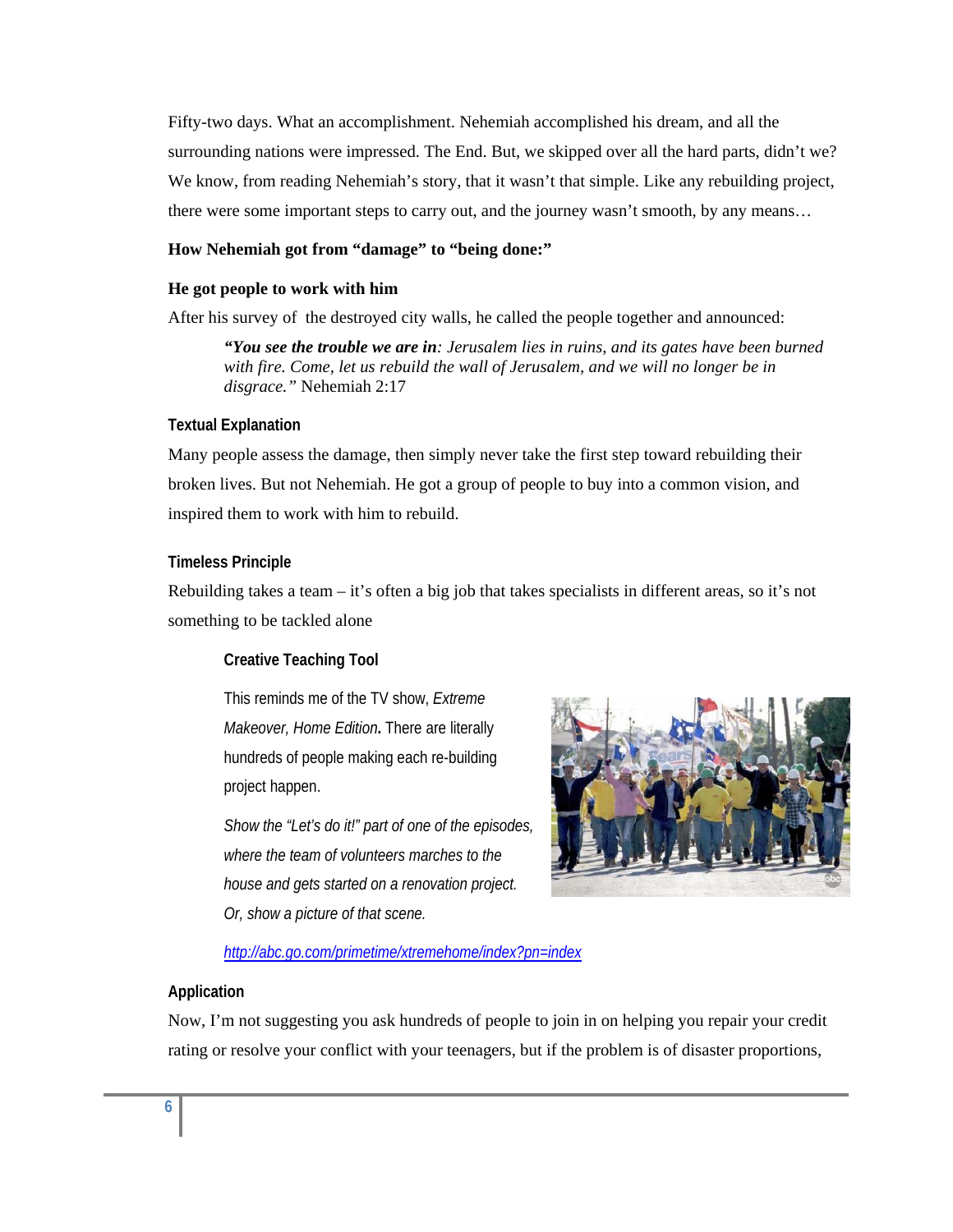Fifty-two days. What an accomplishment. Nehemiah accomplished his dream, and all the surrounding nations were impressed. The End. But, we skipped over all the hard parts, didn't we? We know, from reading Nehemiah's story, that it wasn't that simple. Like any rebuilding project, there were some important steps to carry out, and the journey wasn't smooth, by any means…

**How Nehemiah got from "damage" to "being done:"**

**He got people to work with him**

After his survey of the destroyed city walls, he called the people together and announced:

> ***"You see the trouble we are in****: Jerusalem lies in ruins, and its gates have been burned with fire. Come, let us rebuild the wall of Jerusalem, and we will no longer be in disgrace."* Nehemiah 2:17

**Textual Explanation**

Many people assess the damage, then simply never take the first step toward rebuilding their broken lives. But not Nehemiah. He got a group of people to buy into a common vision, and inspired them to work with him to rebuild.

**Timeless Principle**

Rebuilding takes a team – it's often a big job that takes specialists in different areas, so it's not something to be tackled alone

**Creative Teaching Tool**

This reminds me of the TV show, *Extreme Makeover, Home Edition***.** There are literally hundreds of people making each re-building project happen.

*Show the "Let's do it!" part of one of the episodes, where the team of volunteers marches to the house and gets started on a renovation project. Or, show a picture of that scene.*

http://abc.go.com/primetime/xtremehome/index?pn=index

**Application**

Now, I'm not suggesting you ask hundreds of people to join in on helping you repair your credit rating or resolve your conflict with your teenagers, but if the problem is of disaster proportions,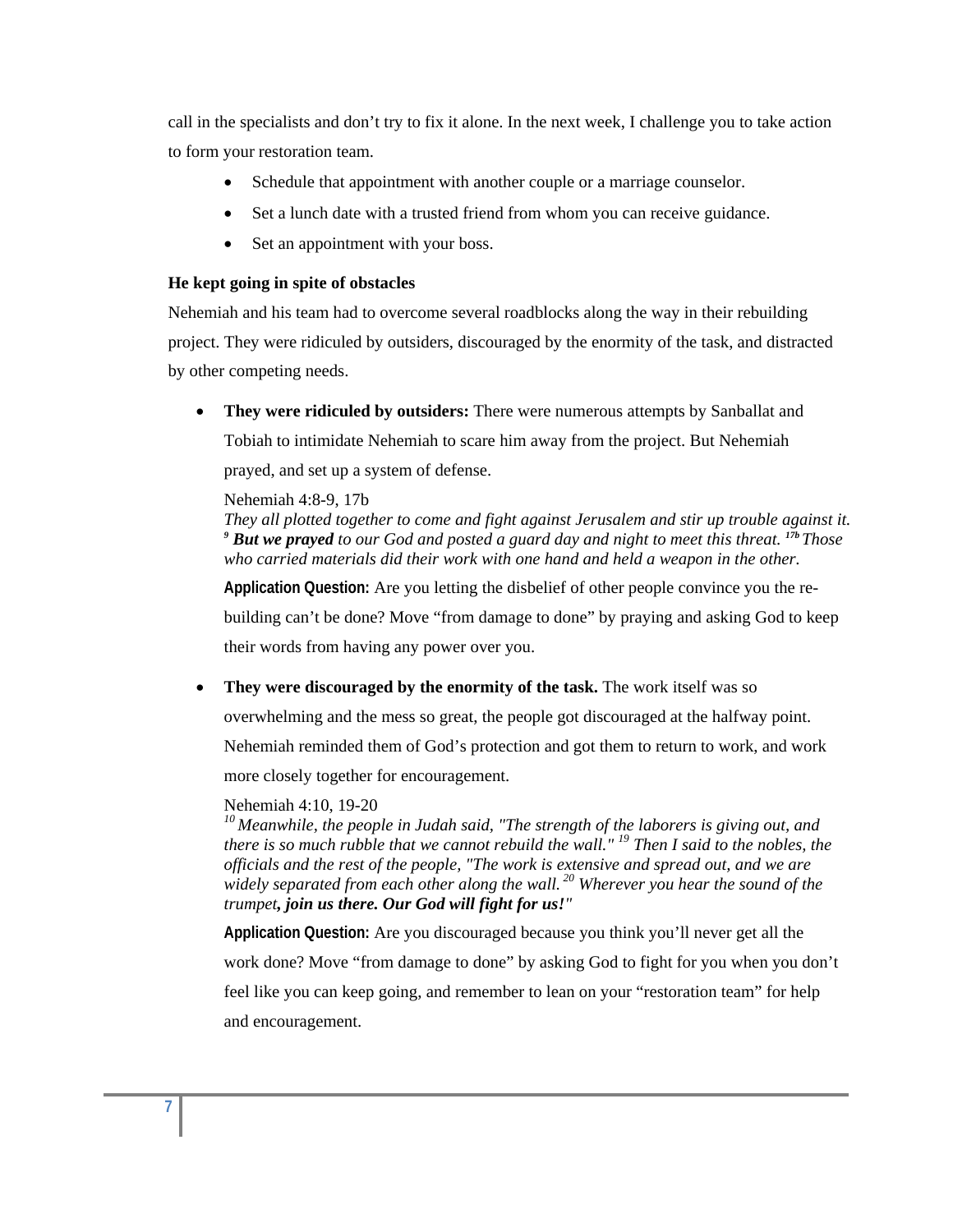call in the specialists and don't try to fix it alone. In the next week, I challenge you to take action to form your restoration team.

- Schedule that appointment with another couple or a marriage counselor.
- Set a lunch date with a trusted friend from whom you can receive guidance.
- Set an appointment with your boss.

**He kept going in spite of obstacles**

Nehemiah and his team had to overcome several roadblocks along the way in their rebuilding project. They were ridiculed by outsiders, discouraged by the enormity of the task, and distracted by other competing needs.

- **They were ridiculed by outsiders:** There were numerous attempts by Sanballat and Tobiah to intimidate Nehemiah to scare him away from the project. But Nehemiah prayed, and set up a system of defense.

  Nehemiah 4:8-9, 17b
  *They all plotted together to come and fight against Jerusalem and stir up trouble against it.* [9] ***But we prayed*** *to our God and posted a guard day and night to meet this threat.* [17b] *Those who carried materials did their work with one hand and held a weapon in the other.*

  **Application Question:** Are you letting the disbelief of other people convince you the re-building can't be done? Move "from damage to done" by praying and asking God to keep their words from having any power over you.

- **They were discouraged by the enormity of the task.** The work itself was so overwhelming and the mess so great, the people got discouraged at the halfway point. Nehemiah reminded them of God's protection and got them to return to work, and work more closely together for encouragement.

  Nehemiah 4:10, 19-20
  [10] *Meanwhile, the people in Judah said, "The strength of the laborers is giving out, and there is so much rubble that we cannot rebuild the wall."* [19] *Then I said to the nobles, the officials and the rest of the people, "The work is extensive and spread out, and we are widely separated from each other along the wall.* [20] *Wherever you hear the sound of the trumpet****, join us there. Our God will fight for us!****"*

  **Application Question:** Are you discouraged because you think you'll never get all the work done? Move "from damage to done" by asking God to fight for you when you don't feel like you can keep going, and remember to lean on your "restoration team" for help and encouragement.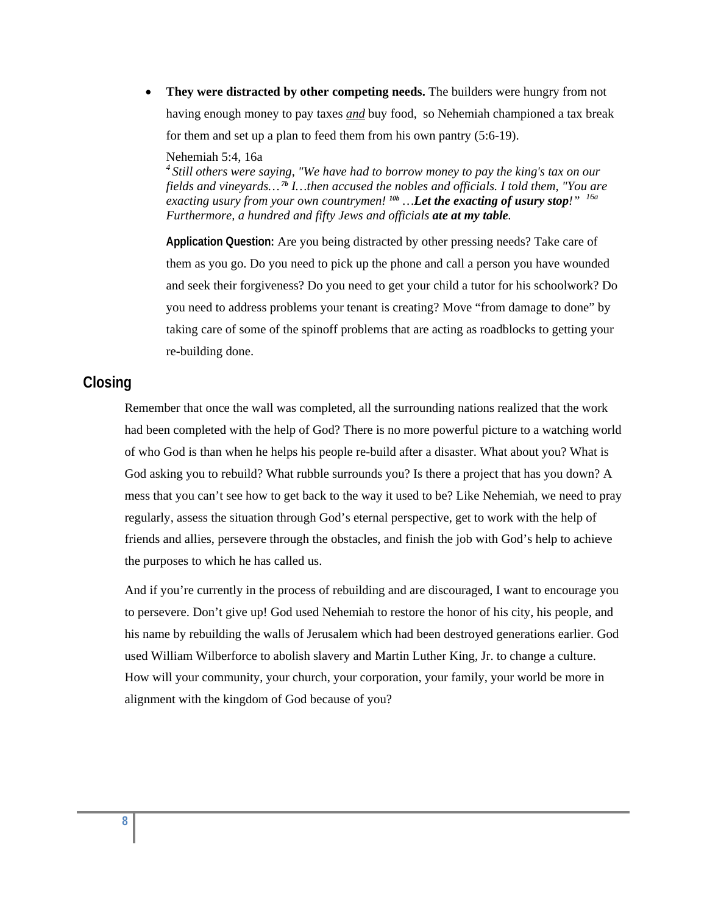- **They were distracted by other competing needs.** The builders were hungry from not having enough money to pay taxes ***and*** buy food, so Nehemiah championed a tax break for them and set up a plan to feed them from his own pantry (5:6-19).

  Nehemiah 5:4, 16a
  *[4] Still others were saying, "We have had to borrow money to pay the king's tax on our fields and vineyards… [7b] I…then accused the nobles and officials. I told them, "You are exacting usury from your own countrymen! [10b] …**Let the exacting of usury stop**!" [16a] Furthermore, a hundred and fifty Jews and officials **ate at my table**.*

  **Application Question:** Are you being distracted by other pressing needs? Take care of them as you go. Do you need to pick up the phone and call a person you have wounded and seek their forgiveness? Do you need to get your child a tutor for his schoolwork? Do you need to address problems your tenant is creating? Move "from damage to done" by taking care of some of the spinoff problems that are acting as roadblocks to getting your re-building done.

## Closing

Remember that once the wall was completed, all the surrounding nations realized that the work had been completed with the help of God? There is no more powerful picture to a watching world of who God is than when he helps his people re-build after a disaster. What about you? What is God asking you to rebuild? What rubble surrounds you? Is there a project that has you down? A mess that you can't see how to get back to the way it used to be? Like Nehemiah, we need to pray regularly, assess the situation through God's eternal perspective, get to work with the help of friends and allies, persevere through the obstacles, and finish the job with God's help to achieve the purposes to which he has called us.

And if you're currently in the process of rebuilding and are discouraged, I want to encourage you to persevere. Don't give up! God used Nehemiah to restore the honor of his city, his people, and his name by rebuilding the walls of Jerusalem which had been destroyed generations earlier. God used William Wilberforce to abolish slavery and Martin Luther King, Jr. to change a culture. How will your community, your church, your corporation, your family, your world be more in alignment with the kingdom of God because of you?